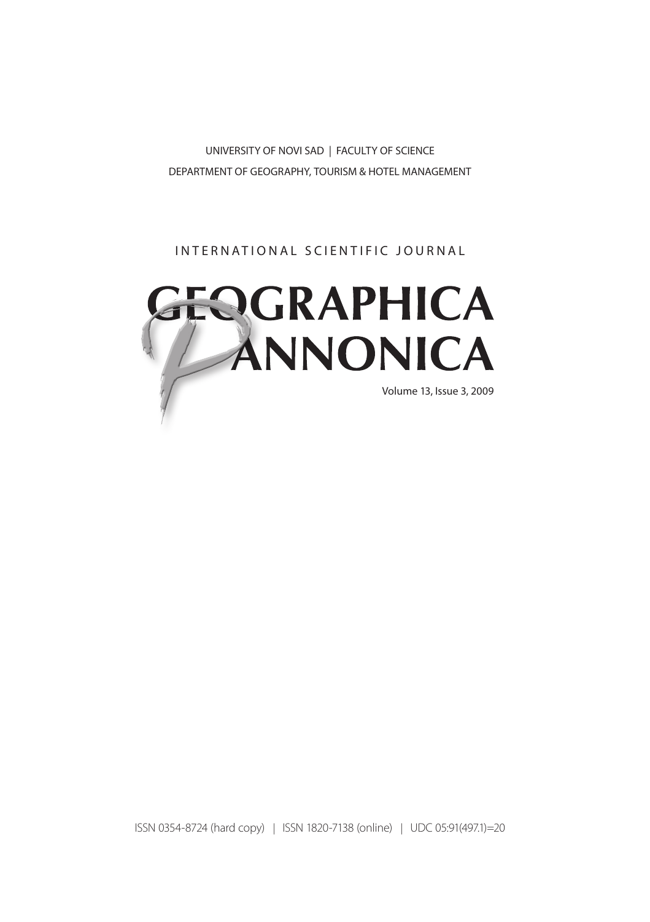UNIVERSITY OF NOVI SAD | FACULTY OF SCIENCE

DEPARTMENT OF GEOGRAPHY, TOURISM & HOTEL MANAGEMENT

INTERNATIONAL SCIENTIFIC JOURNAL

# GEOGRAPHICA PANNONICA

Volume 13, Issue 3, 2009

ISSN 0354-8724 (hard copy) | ISSN 1820-7138 (online) | UDC 05:91(497.1)=20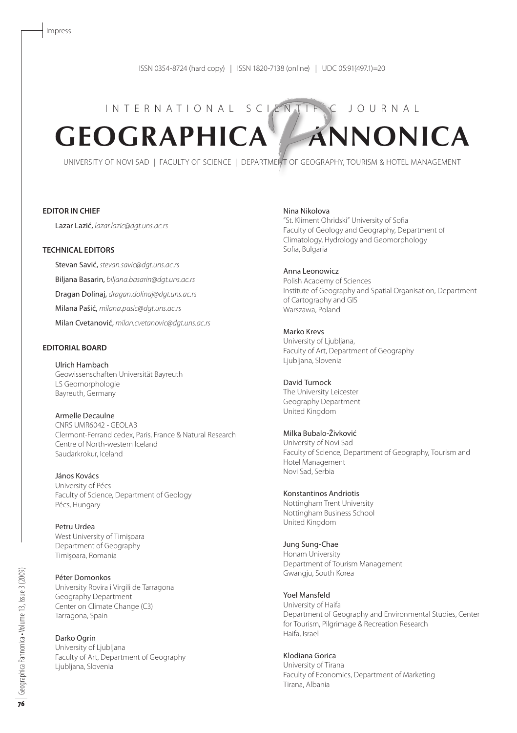Impress

ISSN 0354-8724 (hard copy) | ISSN 1820-7138 (online) | UDC 05:91(497.1)=20

INTERNATIONAL SCIENTIFIC JOURNAL

# GEOGRAPHICA PANNONICA

UNIVERSITY OF NOVI SAD | FACULTY OF SCIENCE | DEPARTMENT OF GEOGRAPHY, TOURISM & HOTEL MANAGEMENT

**EDITOR IN CHIEF**

Lazar Lazić, *lazar.lazic@dgt.uns.ac.rs*

**TECHNICAL EDITORS**

Stevan Savić, *stevan.savic@dgt.uns.ac.rs*

Biljana Basarin, *biljana.basarin@dgt.uns.ac.rs*

Dragan Dolinaj, *dragan.dolinaj@dgt.uns.ac.rs*

Milana Pašić, *milana.pasic@dgt.uns.ac.rs*

Milan Cvetanović, *milan.cvetanovic@dgt.uns.ac.rs*

**EDITORIAL BOARD**

Ulrich Hambach
Geowissenschaften Universität Bayreuth
LS Geomorphologie
Bayreuth, Germany

Armelle Decaulne
CNRS UMR6042 - GEOLAB
Clermont-Ferrand cedex, Paris, France & Natural Research Centre of North-western Iceland
Saudarkrokur, Iceland

János Kovács
University of Pécs
Faculty of Science, Department of Geology
Pécs, Hungary

Petru Urdea
West University of Timişoara
Department of Geography
Timişoara, Romania

Péter Domonkos
University Rovira i Virgili de Tarragona
Geography Department
Center on Climate Change (C3)
Tarragona, Spain

Darko Ogrin
University of Ljubljana
Faculty of Art, Department of Geography
Ljubljana, Slovenia

Nina Nikolova
"St. Kliment Ohridski" University of Sofia
Faculty of Geology and Geography, Department of Climatology, Hydrology and Geomorphology
Sofia, Bulgaria

Anna Leonowicz
Polish Academy of Sciences
Institute of Geography and Spatial Organisation, Department of Cartography and GIS
Warszawa, Poland

Marko Krevs
University of Ljubljana,
Faculty of Art, Department of Geography
Ljubljana, Slovenia

David Turnock
The University Leicester
Geography Department
United Kingdom

Milka Bubalo-Živković
University of Novi Sad
Faculty of Science, Department of Geography, Tourism and Hotel Management
Novi Sad, Serbia

Konstantinos Andriotis
Nottingham Trent University
Nottingham Business School
United Kingdom

Jung Sung-Chae
Honam University
Department of Tourism Management
Gwangju, South Korea

Yoel Mansfeld
University of Haifa
Department of Geography and Environmental Studies, Center for Tourism, Pilgrimage & Recreation Research
Haifa, Israel

Klodiana Gorica
University of Tirana
Faculty of Economics, Department of Marketing
Tirana, Albania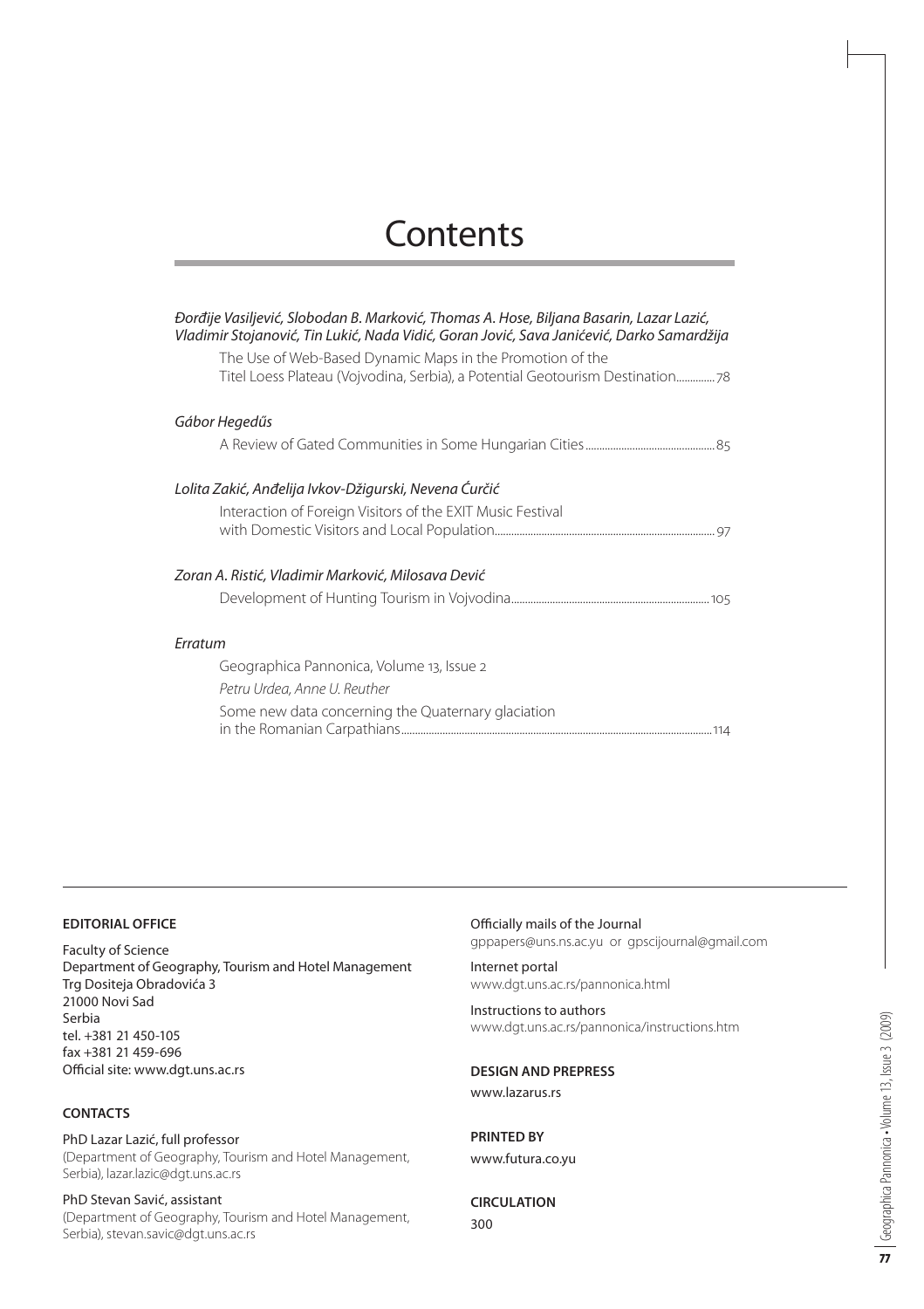# Contents

*Đorđije Vasiljević, Slobodan B. Marković, Thomas A. Hose, Biljana Basarin, Lazar Lazić, Vladimir Stojanović, Tin Lukić, Nada Vidić, Goran Jović, Sava Janićević, Darko Samardžija*

The Use of Web-Based Dynamic Maps in the Promotion of the Titel Loess Plateau (Vojvodina, Serbia), a Potential Geotourism Destination.............78

*Gábor Hegedűs*

A Review of Gated Communities in Some Hungarian Cities.............85

*Lolita Zakić, Anđelija Ivkov-Džigurski, Nevena Ćurčić*

Interaction of Foreign Visitors of the EXIT Music Festival with Domestic Visitors and Local Population.............97

*Zoran A. Ristić, Vladimir Marković, Milosava Dević*

Development of Hunting Tourism in Vojvodina.............105

*Erratum*

Geographica Pannonica, Volume 13, Issue 2

*Petru Urdea, Anne U. Reuther*

Some new data concerning the Quaternary glaciation in the Romanian Carpathians.............114

---

**EDITORIAL OFFICE**

Faculty of Science
Department of Geography, Tourism and Hotel Management
Trg Dositeja Obradovića 3
21000 Novi Sad
Serbia
tel. +381 21 450-105
fax +381 21 459-696
Official site: www.dgt.uns.ac.rs

**CONTACTS**

PhD Lazar Lazić, full professor
(Department of Geography, Tourism and Hotel Management, Serbia), lazar.lazic@dgt.uns.ac.rs

PhD Stevan Savić, assistant
(Department of Geography, Tourism and Hotel Management, Serbia), stevan.savic@dgt.uns.ac.rs

Officially mails of the Journal
gppapers@uns.ns.ac.yu or gpscijournal@gmail.com

Internet portal
www.dgt.uns.ac.rs/pannonica.html

Instructions to authors
www.dgt.uns.ac.rs/pannonica/instructions.htm

**DESIGN AND PREPRESS**

www.lazarus.rs

**PRINTED BY**

www.futura.co.yu

**CIRCULATION**

300